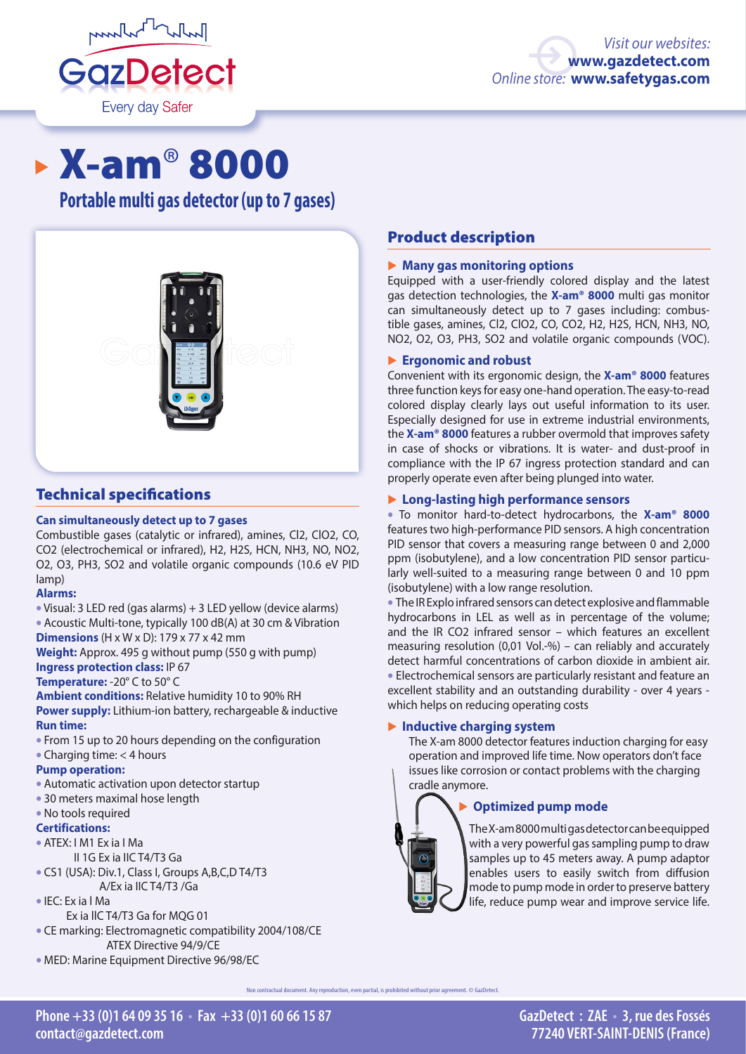GazDetect
Every day Safer

*Visit our websites:* **www.gazdetect.com**
*Online store:* **www.safetygas.com**

# X-am® 8000

## Portable multi gas detector (up to 7 gases)

## Technical specifications

**Can simultaneously detect up to 7 gases**

Combustible gases (catalytic or infrared), amines, $Cl_2$, $ClO_2$, CO, $CO_2$ (electrochemical or infrared), $H_2$, $H_2S$, HCN, $NH_3$, NO, $NO_2$, $O_2$, $O_3$, $PH_3$, $SO_2$ and volatile organic compounds (10.6 eV PID lamp)

**Alarms:**

- Visual: 3 LED red (gas alarms) + 3 LED yellow (device alarms)
- Acoustic Multi-tone, typically 100 dB(A) at 30 cm & Vibration

**Dimensions** (H x W x D): 179 x 77 x 42 mm

**Weight:** Approx. 495 g without pump (550 g with pump)

**Ingress protection class:** IP 67

**Temperature:** -20° C to 50° C

**Ambient conditions:** Relative humidity 10 to 90% RH

**Power supply:** Lithium-ion battery, rechargeable & inductive

**Run time:**

- From 15 up to 20 hours depending on the configuration
- Charging time: < 4 hours

**Pump operation:**

- Automatic activation upon detector startup
- 30 meters maximal hose length
- No tools required

**Certifications:**

- ATEX: I M1 Ex ia I Ma
  II 1G Ex ia IIC T4/T3 Ga
- CS1 (USA): Div.1, Class I, Groups A,B,C,D T4/T3
  A/Ex ia IIC T4/T3 /Ga
- IEC: Ex ia I Ma
  Ex ia IIC T4/T3 Ga for MQG 01
- CE marking: Electromagnetic compatibility 2004/108/CE
  ATEX Directive 94/9/CE
- MED: Marine Equipment Directive 96/98/EC

## Product description

### Many gas monitoring options

Equipped with a user-friendly colored display and the latest gas detection technologies, the **X-am® 8000** multi gas monitor can simultaneously detect up to 7 gases including: combustible gases, amines, $Cl_2$, $ClO_2$, CO, $CO_2$, $H_2$, $H_2S$, HCN, $NH_3$, NO, $NO_2$, $O_2$, $O_3$, $PH_3$, $SO_2$ and volatile organic compounds (VOC).

### Ergonomic and robust

Convenient with its ergonomic design, the **X-am® 8000** features three function keys for easy one-hand operation. The easy-to-read colored display clearly lays out useful information to its user. Especially designed for use in extreme industrial environments, the **X-am® 8000** features a rubber overmold that improves safety in case of shocks or vibrations. It is water- and dust-proof in compliance with the IP 67 ingress protection standard and can properly operate even after being plunged into water.

### Long-lasting high performance sensors

- To monitor hard-to-detect hydrocarbons, the **X-am® 8000** features two high-performance PID sensors. A high concentration PID sensor that covers a measuring range between 0 and 2,000 ppm (isobutylene), and a low concentration PID sensor particularly well-suited to a measuring range between 0 and 10 ppm (isobutylene) with a low range resolution.
- The IR Explo infrared sensors can detect explosive and flammable hydrocarbons in LEL as well as in percentage of the volume; and the IR $CO_2$ infrared sensor – which features an excellent measuring resolution (0,01 Vol.-%) – can reliably and accurately detect harmful concentrations of carbon dioxide in ambient air.
- Electrochemical sensors are particularly resistant and feature an excellent stability and an outstanding durability - over 4 years - which helps on reducing operating costs

### Inductive charging system

The X-am 8000 detector features induction charging for easy operation and improved life time. Now operators don't face issues like corrosion or contact problems with the charging cradle anymore.

### Optimized pump mode

The X-am 8000 multi gas detector can be equipped with a very powerful gas sampling pump to draw samples up to 45 meters away. A pump adaptor enables users to easily switch from diffusion mode to pump mode in order to preserve battery life, reduce pump wear and improve service life.

Non contractual document. Any reproduction, even partial, is prohibited without prior agreement. © GazDetect.

Phone +33 (0)1 64 09 35 16 • Fax +33 (0)1 60 66 15 87
contact@gazdetect.com

GazDetect : ZAE • 3, rue des Fossés
77240 VERT-SAINT-DENIS (France)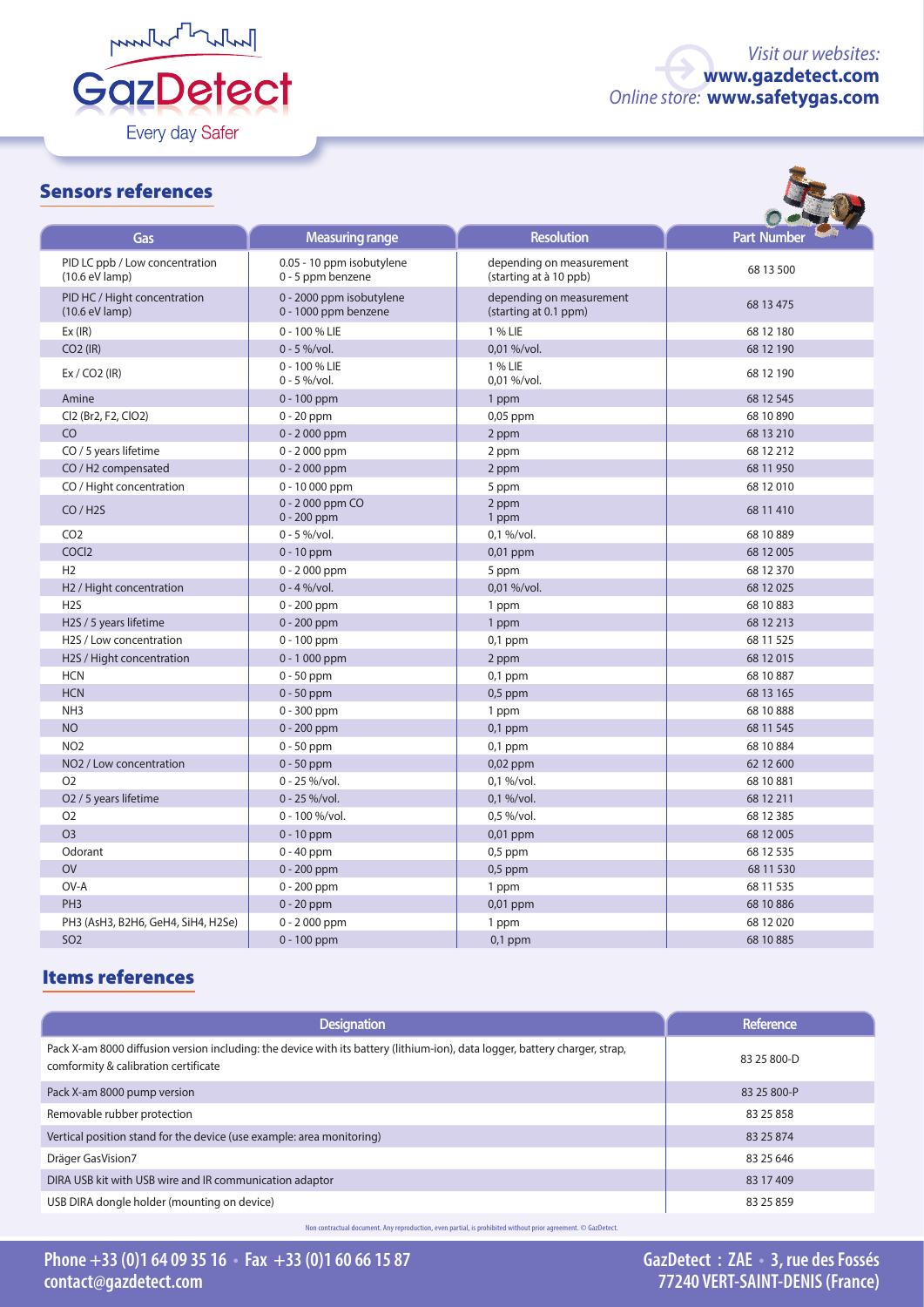## Sensors references

| Gas | Measuring range | Resolution | Part Number |
|---|---|---|---|
| PID LC ppb / Low concentration (10.6 eV lamp) | 0.05 - 10 ppm isobutylene<br>0 - 5 ppm benzene | depending on measurement (starting at à 10 ppb) | 68 13 500 |
| PID HC / Hight concentration (10.6 eV lamp) | 0 - 2000 ppm isobutylene<br>0 - 1000 ppm benzene | depending on measurement (starting at 0.1 ppm) | 68 13 475 |
| Ex (IR) | 0 - 100 % LIE | 1 % LIE | 68 12 180 |
| $CO_2$ (IR) | 0 - 5 %/vol. | 0,01 %/vol. | 68 12 190 |
| Ex / $CO_2$ (IR) | 0 - 100 % LIE<br>0 - 5 %/vol. | 1 % LIE<br>0,01 %/vol. | 68 12 190 |
| Amine | 0 - 100 ppm | 1 ppm | 68 12 545 |
| $Cl_2$ ($Br_2$, $F_2$, $ClO_2$) | 0 - 20 ppm | 0,05 ppm | 68 10 890 |
| CO | 0 - 2 000 ppm | 2 ppm | 68 13 210 |
| CO / 5 years lifetime | 0 - 2 000 ppm | 2 ppm | 68 12 212 |
| CO / $H_2$ compensated | 0 - 2 000 ppm | 2 ppm | 68 11 950 |
| CO / Hight concentration | 0 - 10 000 ppm | 5 ppm | 68 12 010 |
| CO / $H_2S$ | 0 - 2 000 ppm CO<br>0 - 200 ppm | 2 ppm<br>1 ppm | 68 11 410 |
| $CO_2$ | 0 - 5 %/vol. | 0,1 %/vol. | 68 10 889 |
| $COCl_2$ | 0 - 10 ppm | 0,01 ppm | 68 12 005 |
| $H_2$ | 0 - 2 000 ppm | 5 ppm | 68 12 370 |
| $H_2$ / Hight concentration | 0 - 4 %/vol. | 0,01 %/vol. | 68 12 025 |
| $H_2S$ | 0 - 200 ppm | 1 ppm | 68 10 883 |
| $H_2S$ / 5 years lifetime | 0 - 200 ppm | 1 ppm | 68 12 213 |
| $H_2S$ / Low concentration | 0 - 100 ppm | 0,1 ppm | 68 11 525 |
| $H_2S$ / Hight concentration | 0 - 1 000 ppm | 2 ppm | 68 12 015 |
| HCN | 0 - 50 ppm | 0,1 ppm | 68 10 887 |
| HCN | 0 - 50 ppm | 0,5 ppm | 68 13 165 |
| $NH_3$ | 0 - 300 ppm | 1 ppm | 68 10 888 |
| NO | 0 - 200 ppm | 0,1 ppm | 68 11 545 |
| $NO_2$ | 0 - 50 ppm | 0,1 ppm | 68 10 884 |
| $NO_2$ / Low concentration | 0 - 50 ppm | 0,02 ppm | 62 12 600 |
| $O_2$ | 0 - 25 %/vol. | 0,1 %/vol. | 68 10 881 |
| $O_2$ / 5 years lifetime | 0 - 25 %/vol. | 0,1 %/vol. | 68 12 211 |
| $O_2$ | 0 - 100 %/vol. | 0,5 %/vol. | 68 12 385 |
| $O_3$ | 0 - 10 ppm | 0,01 ppm | 68 12 005 |
| Odorant | 0 - 40 ppm | 0,5 ppm | 68 12 535 |
| OV | 0 - 200 ppm | 0,5 ppm | 68 11 530 |
| OV-A | 0 - 200 ppm | 1 ppm | 68 11 535 |
| $PH_3$ | 0 - 20 ppm | 0,01 ppm | 68 10 886 |
| $PH_3$ ($AsH_3$, $B_2H_6$, $GeH_4$, $SiH_4$, $H_2Se$) | 0 - 2 000 ppm | 1 ppm | 68 12 020 |
| $SO_2$ | 0 - 100 ppm | 0,1 ppm | 68 10 885 |

## Items references

| Designation | Reference |
|---|---|
| Pack X-am 8000 diffusion version including: the device with its battery (lithium-ion), data logger, battery charger, strap, comformity & calibration certificate | 83 25 800-D |
| Pack X-am 8000 pump version | 83 25 800-P |
| Removable rubber protection | 83 25 858 |
| Vertical position stand for the device (use example: area monitoring) | 83 25 874 |
| Dräger GasVision7 | 83 25 646 |
| DIRA USB kit with USB wire and IR communication adaptor | 83 17 409 |
| USB DIRA dongle holder (mounting on device) | 83 25 859 |

Non contractual document. Any reproduction, even partial, is prohibited without prior agreement. © GazDetect.